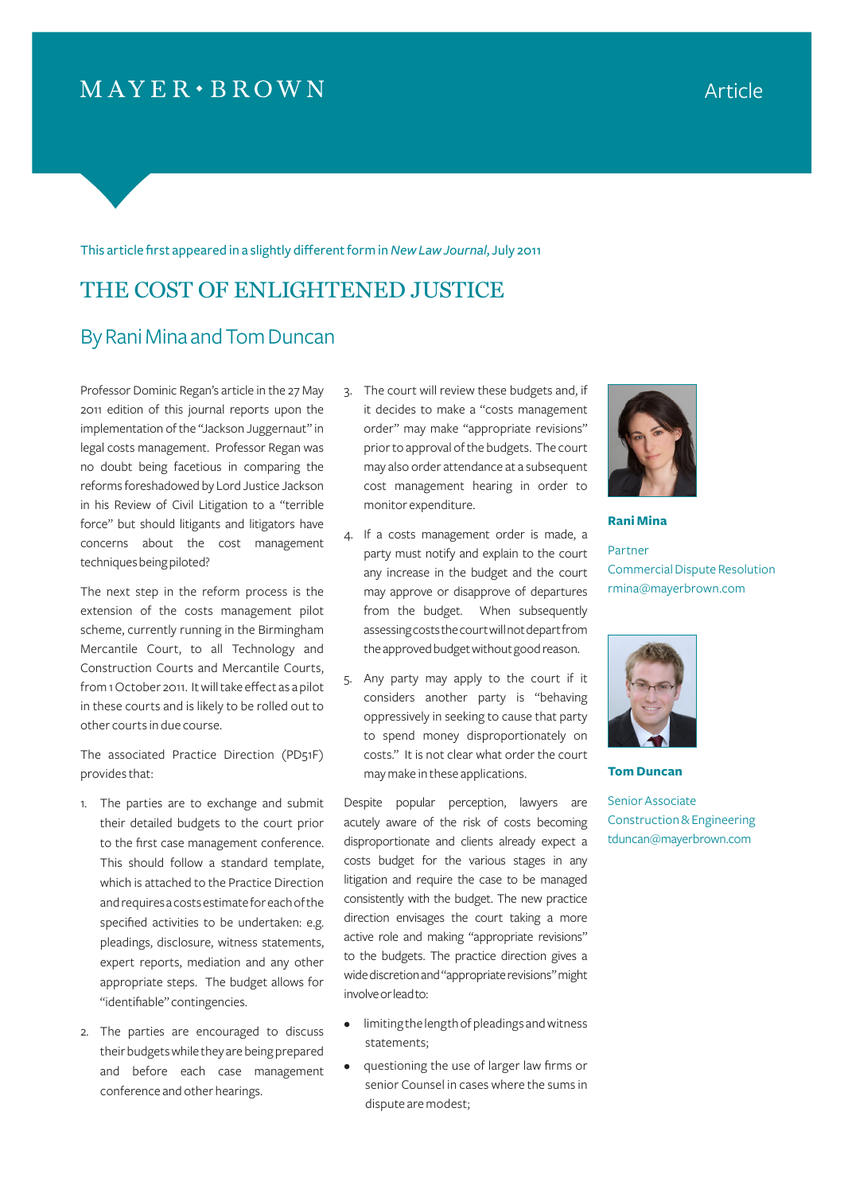MAYER • BROWN

Article

This article first appeared in a slightly different form in *New Law Journal*, July 2011

# THE COST OF ENLIGHTENED JUSTICE

## By Rani Mina and Tom Duncan

Professor Dominic Regan's article in the 27 May 2011 edition of this journal reports upon the implementation of the "Jackson Juggernaut" in legal costs management. Professor Regan was no doubt being facetious in comparing the reforms foreshadowed by Lord Justice Jackson in his Review of Civil Litigation to a "terrible force" but should litigants and litigators have concerns about the cost management techniques being piloted?

The next step in the reform process is the extension of the costs management pilot scheme, currently running in the Birmingham Mercantile Court, to all Technology and Construction Courts and Mercantile Courts, from 1 October 2011. It will take effect as a pilot in these courts and is likely to be rolled out to other courts in due course.

The associated Practice Direction (PD51F) provides that:

1. The parties are to exchange and submit their detailed budgets to the court prior to the first case management conference. This should follow a standard template, which is attached to the Practice Direction and requires a costs estimate for each of the specified activities to be undertaken: e.g. pleadings, disclosure, witness statements, expert reports, mediation and any other appropriate steps. The budget allows for "identifiable" contingencies.
2. The parties are encouraged to discuss their budgets while they are being prepared and before each case management conference and other hearings.
3. The court will review these budgets and, if it decides to make a "costs management order" may make "appropriate revisions" prior to approval of the budgets. The court may also order attendance at a subsequent cost management hearing in order to monitor expenditure.
4. If a costs management order is made, a party must notify and explain to the court any increase in the budget and the court may approve or disapprove of departures from the budget. When subsequently assessing costs the court will not depart from the approved budget without good reason.
5. Any party may apply to the court if it considers another party is "behaving oppressively in seeking to cause that party to spend money disproportionately on costs." It is not clear what order the court may make in these applications.

Despite popular perception, lawyers are acutely aware of the risk of costs becoming disproportionate and clients already expect a costs budget for the various stages in any litigation and require the case to be managed consistently with the budget. The new practice direction envisages the court taking a more active role and making "appropriate revisions" to the budgets. The practice direction gives a wide discretion and "appropriate revisions" might involve or lead to:

- limiting the length of pleadings and witness statements;
- questioning the use of larger law firms or senior Counsel in cases where the sums in dispute are modest;

**Rani Mina**

Partner
Commercial Dispute Resolution
rmina@mayerbrown.com

**Tom Duncan**

Senior Associate
Construction & Engineering
tduncan@mayerbrown.com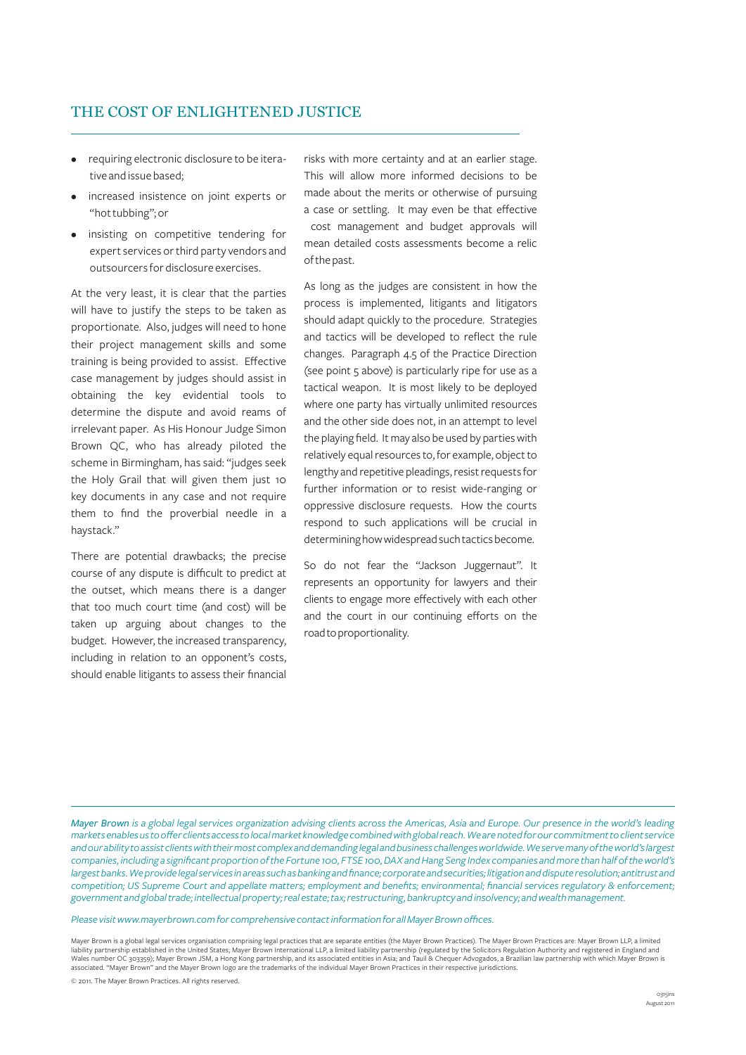- requiring electronic disclosure to be iterative and issue based;
- increased insistence on joint experts or "hot tubbing"; or
- insisting on competitive tendering for expert services or third party vendors and outsourcers for disclosure exercises.

At the very least, it is clear that the parties will have to justify the steps to be taken as proportionate. Also, judges will need to hone their project management skills and some training is being provided to assist. Effective case management by judges should assist in obtaining the key evidential tools to determine the dispute and avoid reams of irrelevant paper. As His Honour Judge Simon Brown QC, who has already piloted the scheme in Birmingham, has said: "judges seek the Holy Grail that will given them just 10 key documents in any case and not require them to find the proverbial needle in a haystack."

There are potential drawbacks; the precise course of any dispute is difficult to predict at the outset, which means there is a danger that too much court time (and cost) will be taken up arguing about changes to the budget. However, the increased transparency, including in relation to an opponent's costs, should enable litigants to assess their financial risks with more certainty and at an earlier stage. This will allow more informed decisions to be made about the merits or otherwise of pursuing a case or settling. It may even be that effective cost management and budget approvals will mean detailed costs assessments become a relic of the past.

As long as the judges are consistent in how the process is implemented, litigants and litigators should adapt quickly to the procedure. Strategies and tactics will be developed to reflect the rule changes. Paragraph 4.5 of the Practice Direction (see point 5 above) is particularly ripe for use as a tactical weapon. It is most likely to be deployed where one party has virtually unlimited resources and the other side does not, in an attempt to level the playing field. It may also be used by parties with relatively equal resources to, for example, object to lengthy and repetitive pleadings, resist requests for further information or to resist wide-ranging or oppressive disclosure requests. How the courts respond to such applications will be crucial in determining how widespread such tactics become.

So do not fear the "Jackson Juggernaut". It represents an opportunity for lawyers and their clients to engage more effectively with each other and the court in our continuing efforts on the road to proportionality.

*Mayer Brown is a global legal services organization advising clients across the Americas, Asia and Europe. Our presence in the world's leading markets enables us to offer clients access to local market knowledge combined with global reach. We are noted for our commitment to client service and our ability to assist clients with their most complex and demanding legal and business challenges worldwide. We serve many of the world's largest companies, including a significant proportion of the Fortune 100, FTSE 100, DAX and Hang Seng Index companies and more than half of the world's largest banks. We provide legal services in areas such as banking and finance; corporate and securities; litigation and dispute resolution; antitrust and competition; US Supreme Court and appellate matters; employment and benefits; environmental; financial services regulatory & enforcement; government and global trade; intellectual property; real estate; tax; restructuring, bankruptcy and insolvency; and wealth management.*

*Please visit www.mayerbrown.com for comprehensive contact information for all Mayer Brown offices.*

Mayer Brown is a global legal services organisation comprising legal practices that are separate entities (the Mayer Brown Practices). The Mayer Brown Practices are: Mayer Brown LLP, a limited liability partnership established in the United States; Mayer Brown International LLP, a limited liability partnership (regulated by the Solicitors Regulation Authority and registered in England and Wales number OC 303359); Mayer Brown JSM, a Hong Kong partnership, and its associated entities in Asia; and Tauil & Chequer Advogados, a Brazilian law partnership with which Mayer Brown is associated. "Mayer Brown" and the Mayer Brown logo are the trademarks of the individual Mayer Brown Practices in their respective jurisdictions.

© 2011. The Mayer Brown Practices. All rights reserved.

0315ins
August 2011